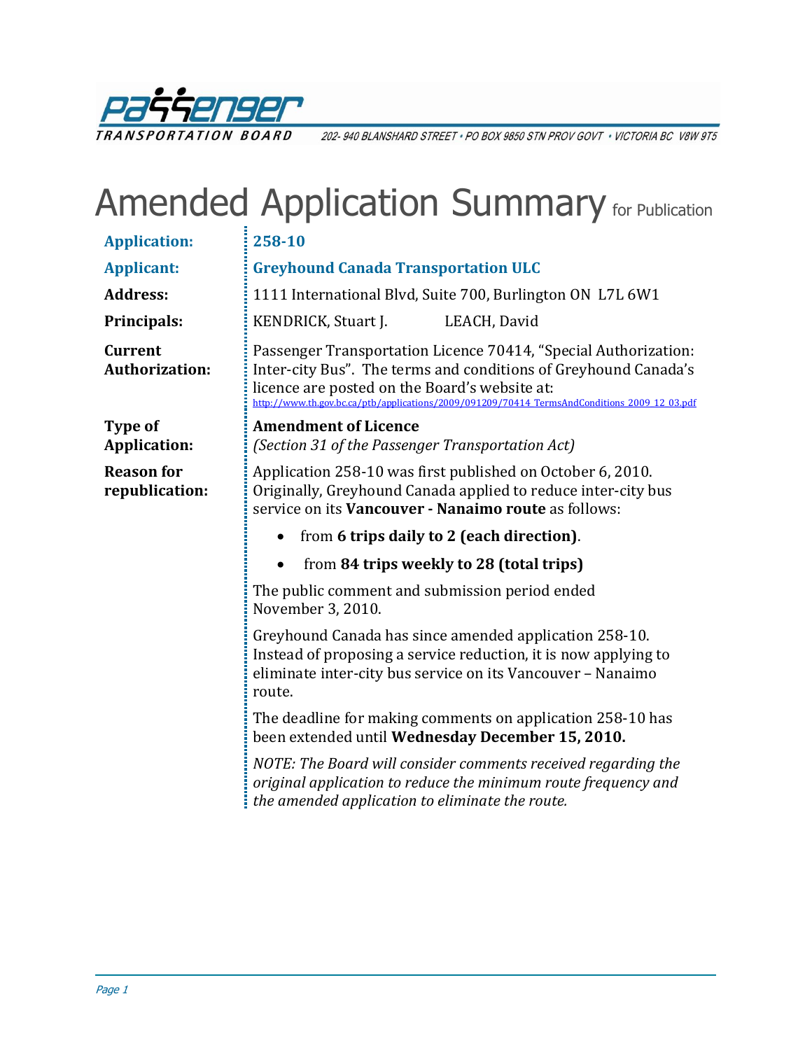Passenger Transportation Board

202- 940 BLANSHARD STREET • PO BOX 9850 STN PROV GOVT • VICTORIA BC V8W 9T5

# Amended Application Summary for Publication

**Application:** **258-10**

**Applicant:** **Greyhound Canada Transportation ULC**

**Address:** 1111 International Blvd, Suite 700, Burlington ON L7L 6W1

**Principals:** KENDRICK, Stuart J. LEACH, David

**Current Authorization:** Passenger Transportation Licence 70414, "Special Authorization: Inter-city Bus". The terms and conditions of Greyhound Canada's licence are posted on the Board's website at: http://www.th.gov.bc.ca/ptb/applications/2009/091209/70414_TermsAndConditions_2009_12_03.pdf

**Type of Application:** **Amendment of Licence**
*(Section 31 of the Passenger Transportation Act)*

**Reason for republication:** Application 258-10 was first published on October 6, 2010. Originally, Greyhound Canada applied to reduce inter-city bus service on its **Vancouver - Nanaimo route** as follows:

- from **6 trips daily to 2 (each direction)**.
- from **84 trips weekly to 28 (total trips)**

The public comment and submission period ended November 3, 2010.

Greyhound Canada has since amended application 258-10. Instead of proposing a service reduction, it is now applying to eliminate inter-city bus service on its Vancouver – Nanaimo route.

The deadline for making comments on application 258-10 has been extended until **Wednesday December 15, 2010.**

*NOTE: The Board will consider comments received regarding the original application to reduce the minimum route frequency and the amended application to eliminate the route.*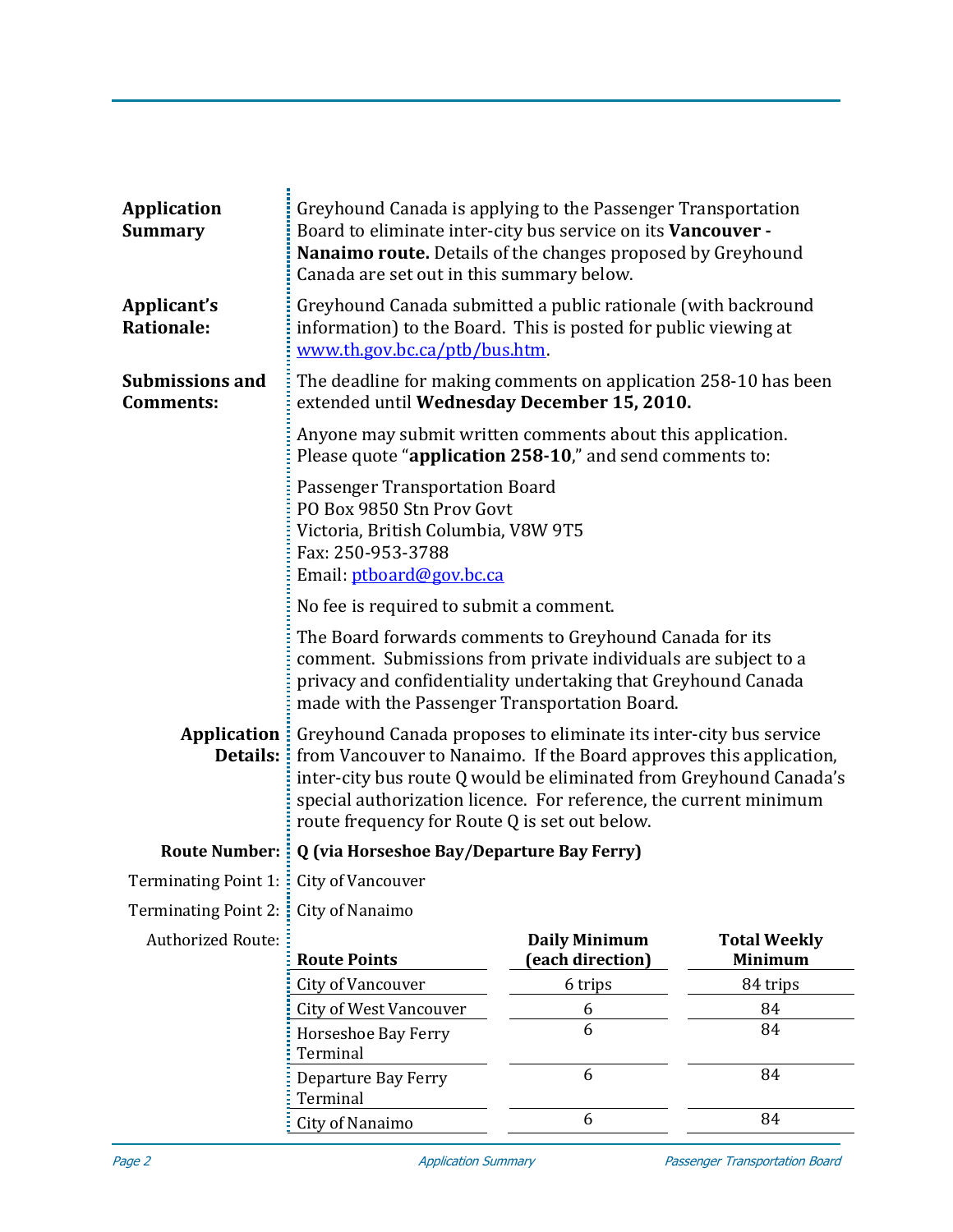**Application Summary**

Greyhound Canada is applying to the Passenger Transportation Board to eliminate inter-city bus service on its **Vancouver - Nanaimo route.** Details of the changes proposed by Greyhound Canada are set out in this summary below.

**Applicant's Rationale:**

Greyhound Canada submitted a public rationale (with backround information) to the Board. This is posted for public viewing at www.th.gov.bc.ca/ptb/bus.htm.

**Submissions and Comments:**

The deadline for making comments on application 258-10 has been extended until **Wednesday December 15, 2010.**

Anyone may submit written comments about this application. Please quote "**application 258-10**," and send comments to:

Passenger Transportation Board
PO Box 9850 Stn Prov Govt
Victoria, British Columbia, V8W 9T5
Fax: 250-953-3788
Email: ptboard@gov.bc.ca

No fee is required to submit a comment.

The Board forwards comments to Greyhound Canada for its comment. Submissions from private individuals are subject to a privacy and confidentiality undertaking that Greyhound Canada made with the Passenger Transportation Board.

**Application Details:**

Greyhound Canada proposes to eliminate its inter-city bus service from Vancouver to Nanaimo. If the Board approves this application, inter-city bus route Q would be eliminated from Greyhound Canada's special authorization licence. For reference, the current minimum route frequency for Route Q is set out below.

**Route Number:** **Q (via Horseshoe Bay/Departure Bay Ferry)**

Terminating Point 1: City of Vancouver

Terminating Point 2: City of Nanaimo

Authorized Route:

| Route Points | Daily Minimum (each direction) | Total Weekly Minimum |
|---|---|---|
| City of Vancouver | 6 trips | 84 trips |
| City of West Vancouver | 6 | 84 |
| Horseshoe Bay Ferry Terminal | 6 | 84 |
| Departure Bay Ferry Terminal | 6 | 84 |
| City of Nanaimo | 6 | 84 |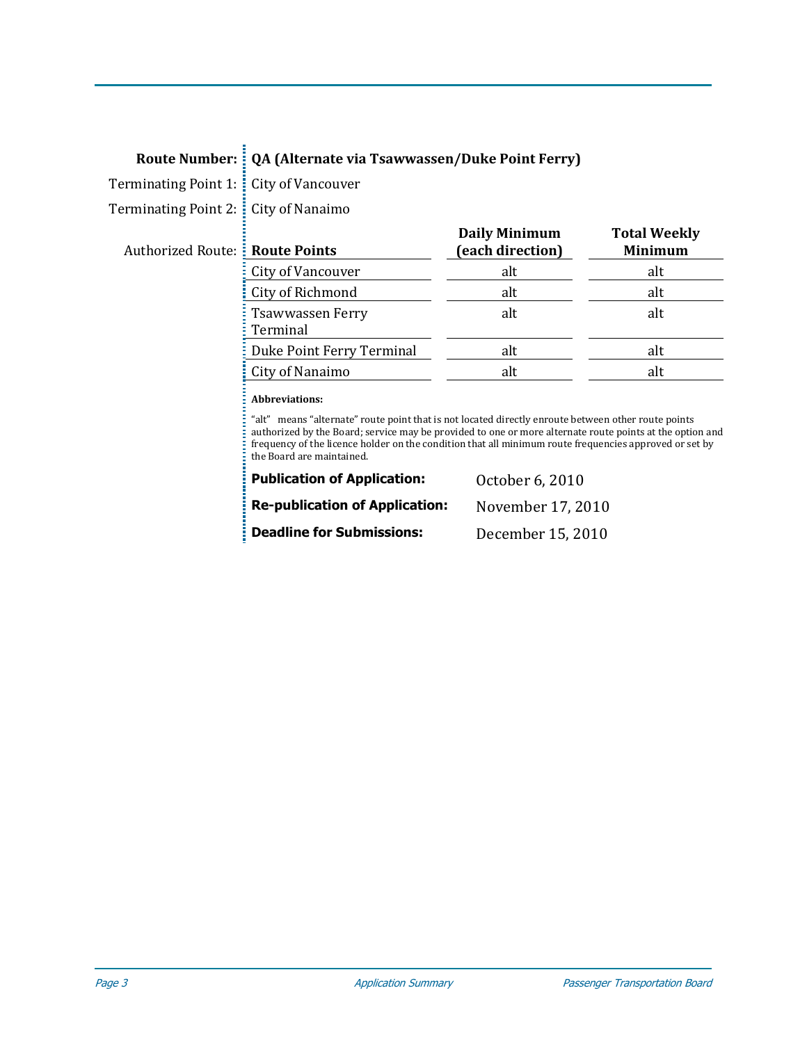**Route Number:** **QA (Alternate via Tsawwassen/Duke Point Ferry)**

Terminating Point 1: City of Vancouver

Terminating Point 2: City of Nanaimo

Authorized Route:

| Route Points | Daily Minimum (each direction) | Total Weekly Minimum |
|---|---|---|
| City of Vancouver | alt | alt |
| City of Richmond | alt | alt |
| Tsawwassen Ferry Terminal | alt | alt |
| Duke Point Ferry Terminal | alt | alt |
| City of Nanaimo | alt | alt |

**Abbreviations:**

"alt" means "alternate" route point that is not located directly enroute between other route points authorized by the Board; service may be provided to one or more alternate route points at the option and frequency of the licence holder on the condition that all minimum route frequencies approved or set by the Board are maintained.

**Publication of Application:** October 6, 2010

**Re-publication of Application:** November 17, 2010

**Deadline for Submissions:** December 15, 2010